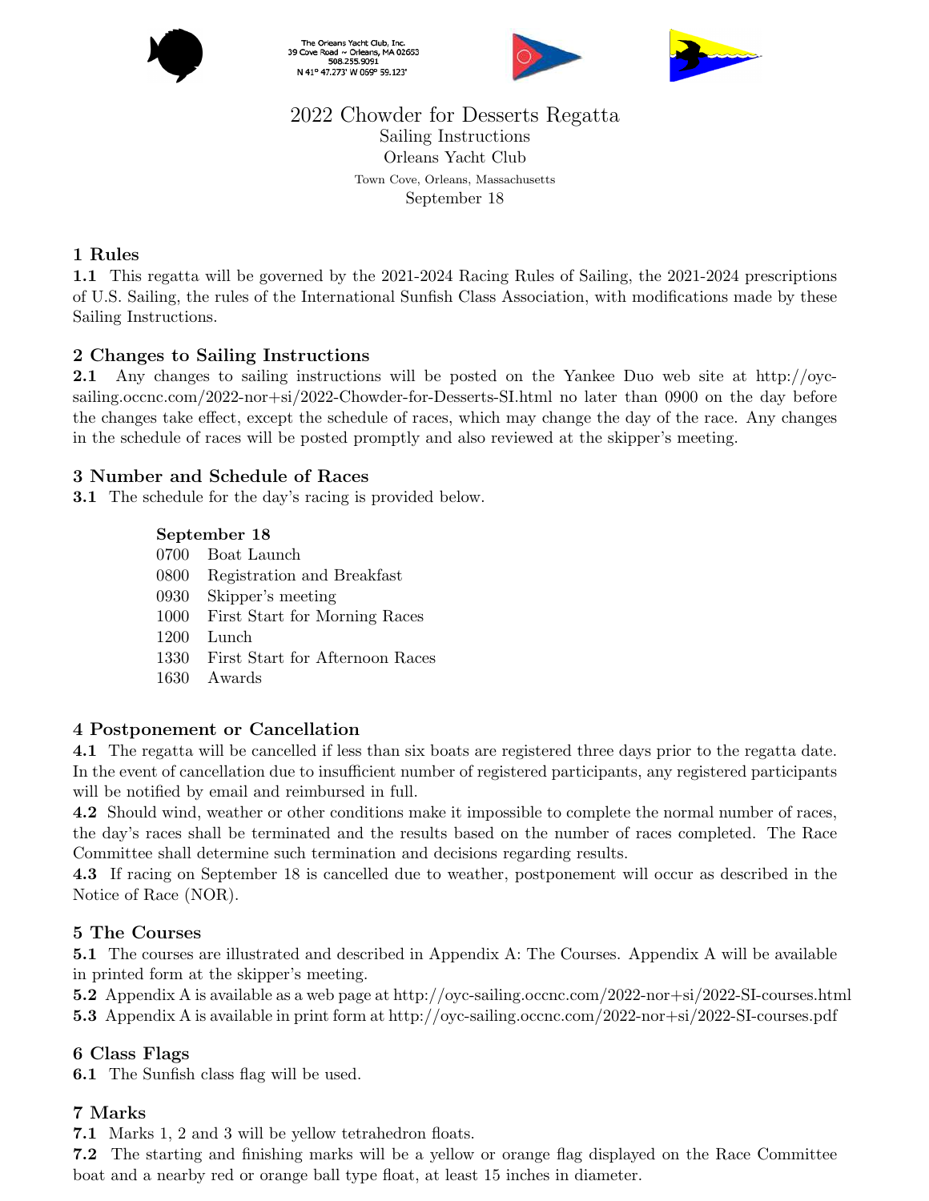The Orleans Yacht Club, Inc.
39 Cove Road ~ Orleans, MA 02653
508.255.9091
N 41° 47.273' W 069° 59.123'

# 2022 Chowder for Desserts Regatta

Sailing Instructions
Orleans Yacht Club
Town Cove, Orleans, Massachusetts
September 18

## 1 Rules

**1.1** This regatta will be governed by the 2021-2024 Racing Rules of Sailing, the 2021-2024 prescriptions of U.S. Sailing, the rules of the International Sunfish Class Association, with modifications made by these Sailing Instructions.

## 2 Changes to Sailing Instructions

**2.1** Any changes to sailing instructions will be posted on the Yankee Duo web site at http://oyc-sailing.occnc.com/2022-nor+si/2022-Chowder-for-Desserts-SI.html no later than 0900 on the day before the changes take effect, except the schedule of races, which may change the day of the race. Any changes in the schedule of races will be posted promptly and also reviewed at the skipper's meeting.

## 3 Number and Schedule of Races

**3.1** The schedule for the day's racing is provided below.

**September 18**

0700 Boat Launch
0800 Registration and Breakfast
0930 Skipper's meeting
1000 First Start for Morning Races
1200 Lunch
1330 First Start for Afternoon Races
1630 Awards

## 4 Postponement or Cancellation

**4.1** The regatta will be cancelled if less than six boats are registered three days prior to the regatta date. In the event of cancellation due to insufficient number of registered participants, any registered participants will be notified by email and reimbursed in full.

**4.2** Should wind, weather or other conditions make it impossible to complete the normal number of races, the day's races shall be terminated and the results based on the number of races completed. The Race Committee shall determine such termination and decisions regarding results.

**4.3** If racing on September 18 is cancelled due to weather, postponement will occur as described in the Notice of Race (NOR).

## 5 The Courses

**5.1** The courses are illustrated and described in Appendix A: The Courses. Appendix A will be available in printed form at the skipper's meeting.

**5.2** Appendix A is available as a web page at http://oyc-sailing.occnc.com/2022-nor+si/2022-SI-courses.html

**5.3** Appendix A is available in print form at http://oyc-sailing.occnc.com/2022-nor+si/2022-SI-courses.pdf

## 6 Class Flags

**6.1** The Sunfish class flag will be used.

## 7 Marks

**7.1** Marks 1, 2 and 3 will be yellow tetrahedron floats.

**7.2** The starting and finishing marks will be a yellow or orange flag displayed on the Race Committee boat and a nearby red or orange ball type float, at least 15 inches in diameter.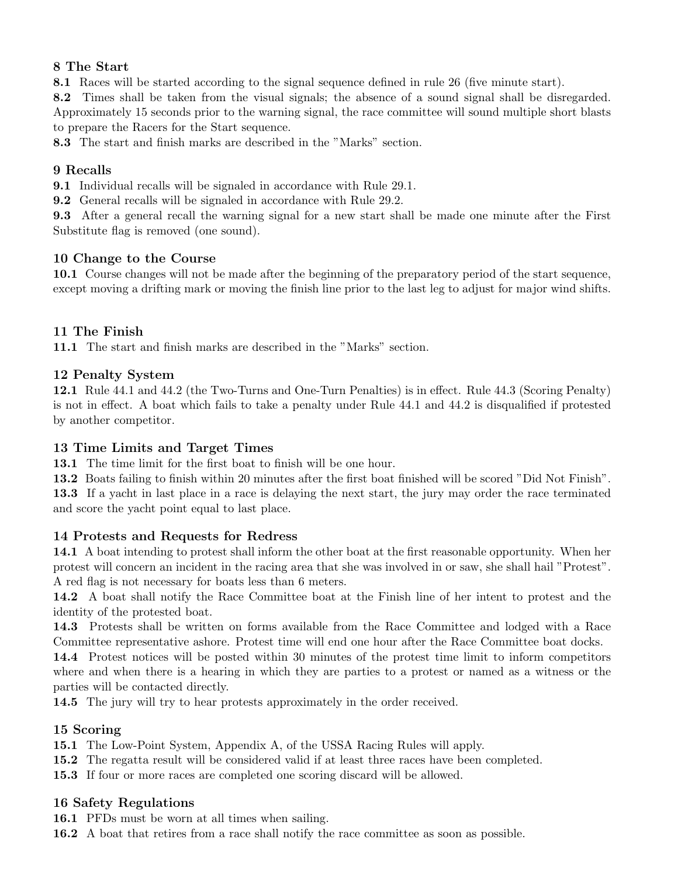## 8 The Start

**8.1** Races will be started according to the signal sequence defined in rule 26 (five minute start).

**8.2** Times shall be taken from the visual signals; the absence of a sound signal shall be disregarded. Approximately 15 seconds prior to the warning signal, the race committee will sound multiple short blasts to prepare the Racers for the Start sequence.

**8.3** The start and finish marks are described in the "Marks" section.

## 9 Recalls

**9.1** Individual recalls will be signaled in accordance with Rule 29.1.

**9.2** General recalls will be signaled in accordance with Rule 29.2.

**9.3** After a general recall the warning signal for a new start shall be made one minute after the First Substitute flag is removed (one sound).

## 10 Change to the Course

**10.1** Course changes will not be made after the beginning of the preparatory period of the start sequence, except moving a drifting mark or moving the finish line prior to the last leg to adjust for major wind shifts.

## 11 The Finish

**11.1** The start and finish marks are described in the "Marks" section.

## 12 Penalty System

**12.1** Rule 44.1 and 44.2 (the Two-Turns and One-Turn Penalties) is in effect. Rule 44.3 (Scoring Penalty) is not in effect. A boat which fails to take a penalty under Rule 44.1 and 44.2 is disqualified if protested by another competitor.

## 13 Time Limits and Target Times

**13.1** The time limit for the first boat to finish will be one hour.

**13.2** Boats failing to finish within 20 minutes after the first boat finished will be scored "Did Not Finish".

**13.3** If a yacht in last place in a race is delaying the next start, the jury may order the race terminated and score the yacht point equal to last place.

## 14 Protests and Requests for Redress

**14.1** A boat intending to protest shall inform the other boat at the first reasonable opportunity. When her protest will concern an incident in the racing area that she was involved in or saw, she shall hail "Protest". A red flag is not necessary for boats less than 6 meters.

**14.2** A boat shall notify the Race Committee boat at the Finish line of her intent to protest and the identity of the protested boat.

**14.3** Protests shall be written on forms available from the Race Committee and lodged with a Race Committee representative ashore. Protest time will end one hour after the Race Committee boat docks.

**14.4** Protest notices will be posted within 30 minutes of the protest time limit to inform competitors where and when there is a hearing in which they are parties to a protest or named as a witness or the parties will be contacted directly.

**14.5** The jury will try to hear protests approximately in the order received.

## 15 Scoring

**15.1** The Low-Point System, Appendix A, of the USSA Racing Rules will apply.

**15.2** The regatta result will be considered valid if at least three races have been completed.

**15.3** If four or more races are completed one scoring discard will be allowed.

## 16 Safety Regulations

**16.1** PFDs must be worn at all times when sailing.

**16.2** A boat that retires from a race shall notify the race committee as soon as possible.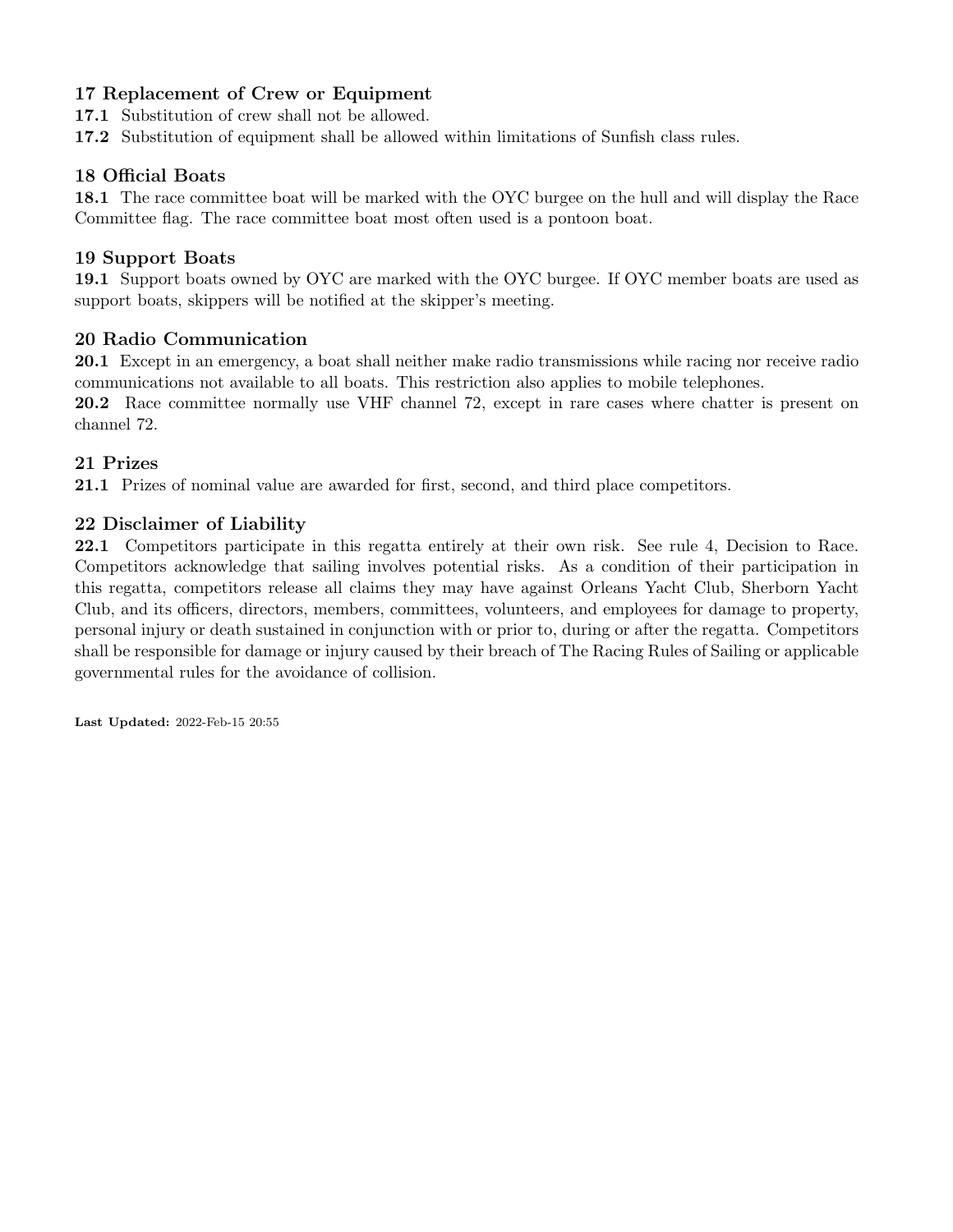## 17 Replacement of Crew or Equipment

**17.1** Substitution of crew shall not be allowed.

**17.2** Substitution of equipment shall be allowed within limitations of Sunfish class rules.

## 18 Official Boats

**18.1** The race committee boat will be marked with the OYC burgee on the hull and will display the Race Committee flag. The race committee boat most often used is a pontoon boat.

## 19 Support Boats

**19.1** Support boats owned by OYC are marked with the OYC burgee. If OYC member boats are used as support boats, skippers will be notified at the skipper's meeting.

## 20 Radio Communication

**20.1** Except in an emergency, a boat shall neither make radio transmissions while racing nor receive radio communications not available to all boats. This restriction also applies to mobile telephones.

**20.2** Race committee normally use VHF channel 72, except in rare cases where chatter is present on channel 72.

## 21 Prizes

**21.1** Prizes of nominal value are awarded for first, second, and third place competitors.

## 22 Disclaimer of Liability

**22.1** Competitors participate in this regatta entirely at their own risk. See rule 4, Decision to Race. Competitors acknowledge that sailing involves potential risks. As a condition of their participation in this regatta, competitors release all claims they may have against Orleans Yacht Club, Sherborn Yacht Club, and its officers, directors, members, committees, volunteers, and employees for damage to property, personal injury or death sustained in conjunction with or prior to, during or after the regatta. Competitors shall be responsible for damage or injury caused by their breach of The Racing Rules of Sailing or applicable governmental rules for the avoidance of collision.

**Last Updated:** 2022-Feb-15 20:55